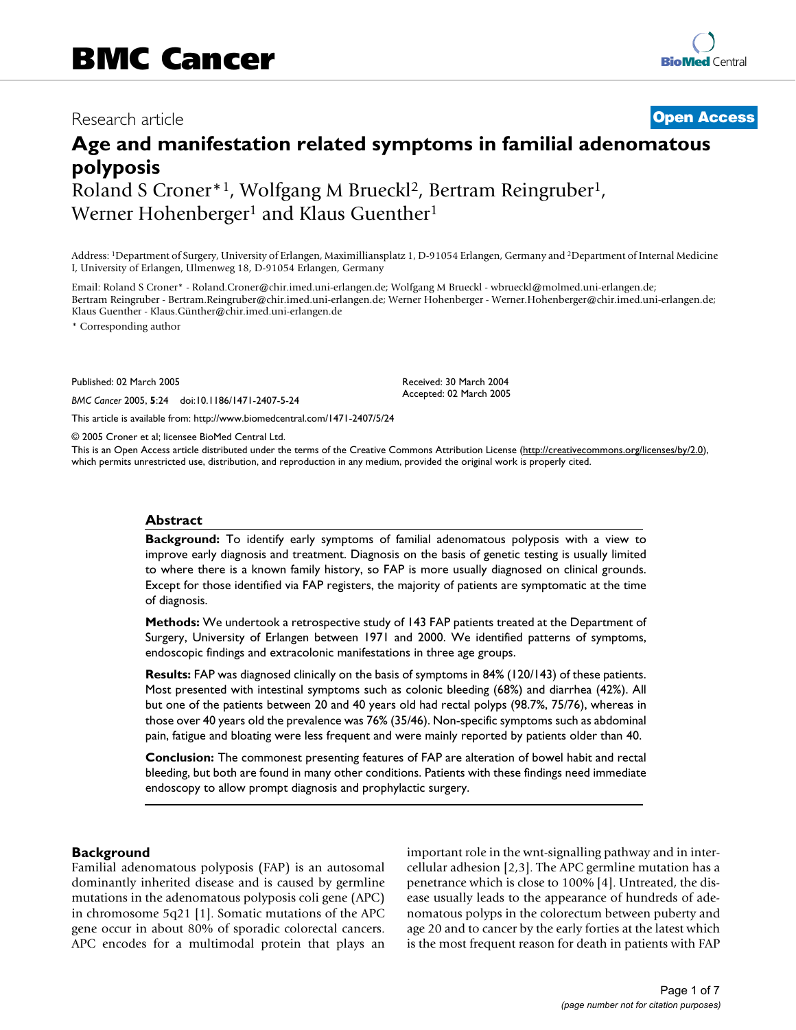# BMC Cancer

Research article

**Open Access**

# Age and manifestation related symptoms in familial adenomatous polyposis

Roland S Croner*[1], Wolfgang M Brueckl[2], Bertram Reingruber[1], Werner Hohenberger[1] and Klaus Guenther[1]

Address: [1]Department of Surgery, University of Erlangen, Maximilliansplatz 1, D-91054 Erlangen, Germany and [2]Department of Internal Medicine I, University of Erlangen, Ulmenweg 18, D-91054 Erlangen, Germany

Email: Roland S Croner* - Roland.Croner@chir.imed.uni-erlangen.de; Wolfgang M Brueckl - wbrueckl@molmed.uni-erlangen.de; Bertram Reingruber - Bertram.Reingruber@chir.imed.uni-erlangen.de; Werner Hohenberger - Werner.Hohenberger@chir.imed.uni-erlangen.de; Klaus Guenther - Klaus.Günther@chir.imed.uni-erlangen.de

\* Corresponding author

Published: 02 March 2005

*BMC Cancer* 2005, **5**:24 doi:10.1186/1471-2407-5-24

Received: 30 March 2004
Accepted: 02 March 2005

This article is available from: http://www.biomedcentral.com/1471-2407/5/24

© 2005 Croner et al; licensee BioMed Central Ltd.

This is an Open Access article distributed under the terms of the Creative Commons Attribution License (http://creativecommons.org/licenses/by/2.0), which permits unrestricted use, distribution, and reproduction in any medium, provided the original work is properly cited.

## Abstract

**Background:** To identify early symptoms of familial adenomatous polyposis with a view to improve early diagnosis and treatment. Diagnosis on the basis of genetic testing is usually limited to where there is a known family history, so FAP is more usually diagnosed on clinical grounds. Except for those identified via FAP registers, the majority of patients are symptomatic at the time of diagnosis.

**Methods:** We undertook a retrospective study of 143 FAP patients treated at the Department of Surgery, University of Erlangen between 1971 and 2000. We identified patterns of symptoms, endoscopic findings and extracolonic manifestations in three age groups.

**Results:** FAP was diagnosed clinically on the basis of symptoms in 84% (120/143) of these patients. Most presented with intestinal symptoms such as colonic bleeding (68%) and diarrhea (42%). All but one of the patients between 20 and 40 years old had rectal polyps (98.7%, 75/76), whereas in those over 40 years old the prevalence was 76% (35/46). Non-specific symptoms such as abdominal pain, fatigue and bloating were less frequent and were mainly reported by patients older than 40.

**Conclusion:** The commonest presenting features of FAP are alteration of bowel habit and rectal bleeding, but both are found in many other conditions. Patients with these findings need immediate endoscopy to allow prompt diagnosis and prophylactic surgery.

## Background

Familial adenomatous polyposis (FAP) is an autosomal dominantly inherited disease and is caused by germline mutations in the adenomatous polyposis coli gene (APC) in chromosome 5q21 [1]. Somatic mutations of the APC gene occur in about 80% of sporadic colorectal cancers. APC encodes for a multimodal protein that plays an important role in the wnt-signalling pathway and in intercellular adhesion [2,3]. The APC germline mutation has a penetrance which is close to 100% [4]. Untreated, the disease usually leads to the appearance of hundreds of adenomatous polyps in the colorectum between puberty and age 20 and to cancer by the early forties at the latest which is the most frequent reason for death in patients with FAP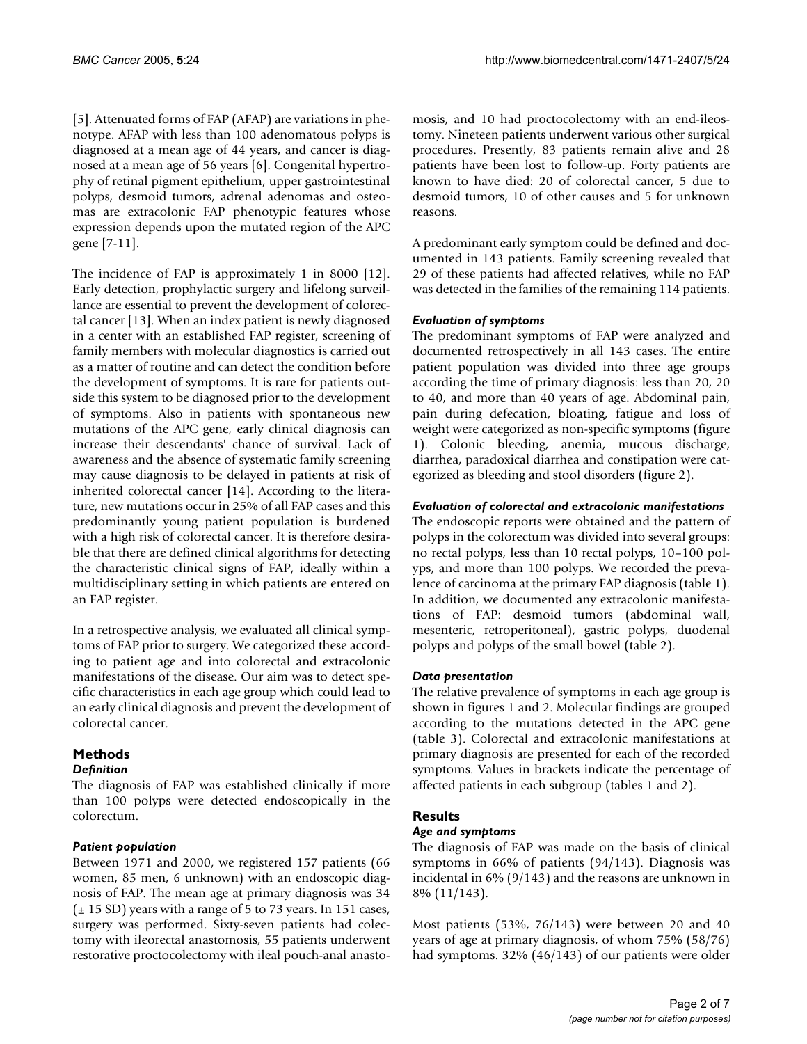[5]. Attenuated forms of FAP (AFAP) are variations in phenotype. AFAP with less than 100 adenomatous polyps is diagnosed at a mean age of 44 years, and cancer is diagnosed at a mean age of 56 years [6]. Congenital hypertrophy of retinal pigment epithelium, upper gastrointestinal polyps, desmoid tumors, adrenal adenomas and osteomas are extracolonic FAP phenotypic features whose expression depends upon the mutated region of the APC gene [7-11].

The incidence of FAP is approximately 1 in 8000 [12]. Early detection, prophylactic surgery and lifelong surveillance are essential to prevent the development of colorectal cancer [13]. When an index patient is newly diagnosed in a center with an established FAP register, screening of family members with molecular diagnostics is carried out as a matter of routine and can detect the condition before the development of symptoms. It is rare for patients outside this system to be diagnosed prior to the development of symptoms. Also in patients with spontaneous new mutations of the APC gene, early clinical diagnosis can increase their descendants' chance of survival. Lack of awareness and the absence of systematic family screening may cause diagnosis to be delayed in patients at risk of inherited colorectal cancer [14]. According to the literature, new mutations occur in 25% of all FAP cases and this predominantly young patient population is burdened with a high risk of colorectal cancer. It is therefore desirable that there are defined clinical algorithms for detecting the characteristic clinical signs of FAP, ideally within a multidisciplinary setting in which patients are entered on an FAP register.

In a retrospective analysis, we evaluated all clinical symptoms of FAP prior to surgery. We categorized these according to patient age and into colorectal and extracolonic manifestations of the disease. Our aim was to detect specific characteristics in each age group which could lead to an early clinical diagnosis and prevent the development of colorectal cancer.

## Methods

### *Definition*

The diagnosis of FAP was established clinically if more than 100 polyps were detected endoscopically in the colorectum.

### *Patient population*

Between 1971 and 2000, we registered 157 patients (66 women, 85 men, 6 unknown) with an endoscopic diagnosis of FAP. The mean age at primary diagnosis was 34 (± 15 SD) years with a range of 5 to 73 years. In 151 cases, surgery was performed. Sixty-seven patients had colectomy with ileorectal anastomosis, 55 patients underwent restorative proctocolectomy with ileal pouch-anal anastomosis, and 10 had proctocolectomy with an end-ileostomy. Nineteen patients underwent various other surgical procedures. Presently, 83 patients remain alive and 28 patients have been lost to follow-up. Forty patients are known to have died: 20 of colorectal cancer, 5 due to desmoid tumors, 10 of other causes and 5 for unknown reasons.

A predominant early symptom could be defined and documented in 143 patients. Family screening revealed that 29 of these patients had affected relatives, while no FAP was detected in the families of the remaining 114 patients.

### *Evaluation of symptoms*

The predominant symptoms of FAP were analyzed and documented retrospectively in all 143 cases. The entire patient population was divided into three age groups according the time of primary diagnosis: less than 20, 20 to 40, and more than 40 years of age. Abdominal pain, pain during defecation, bloating, fatigue and loss of weight were categorized as non-specific symptoms (figure 1). Colonic bleeding, anemia, mucous discharge, diarrhea, paradoxical diarrhea and constipation were categorized as bleeding and stool disorders (figure 2).

### *Evaluation of colorectal and extracolonic manifestations*

The endoscopic reports were obtained and the pattern of polyps in the colorectum was divided into several groups: no rectal polyps, less than 10 rectal polyps, 10–100 polyps, and more than 100 polyps. We recorded the prevalence of carcinoma at the primary FAP diagnosis (table 1). In addition, we documented any extracolonic manifestations of FAP: desmoid tumors (abdominal wall, mesenteric, retroperitoneal), gastric polyps, duodenal polyps and polyps of the small bowel (table 2).

### *Data presentation*

The relative prevalence of symptoms in each age group is shown in figures 1 and 2. Molecular findings are grouped according to the mutations detected in the APC gene (table 3). Colorectal and extracolonic manifestations at primary diagnosis are presented for each of the recorded symptoms. Values in brackets indicate the percentage of affected patients in each subgroup (tables 1 and 2).

## Results

### *Age and symptoms*

The diagnosis of FAP was made on the basis of clinical symptoms in 66% of patients (94/143). Diagnosis was incidental in 6% (9/143) and the reasons are unknown in 8% (11/143).

Most patients (53%, 76/143) were between 20 and 40 years of age at primary diagnosis, of whom 75% (58/76) had symptoms. 32% (46/143) of our patients were older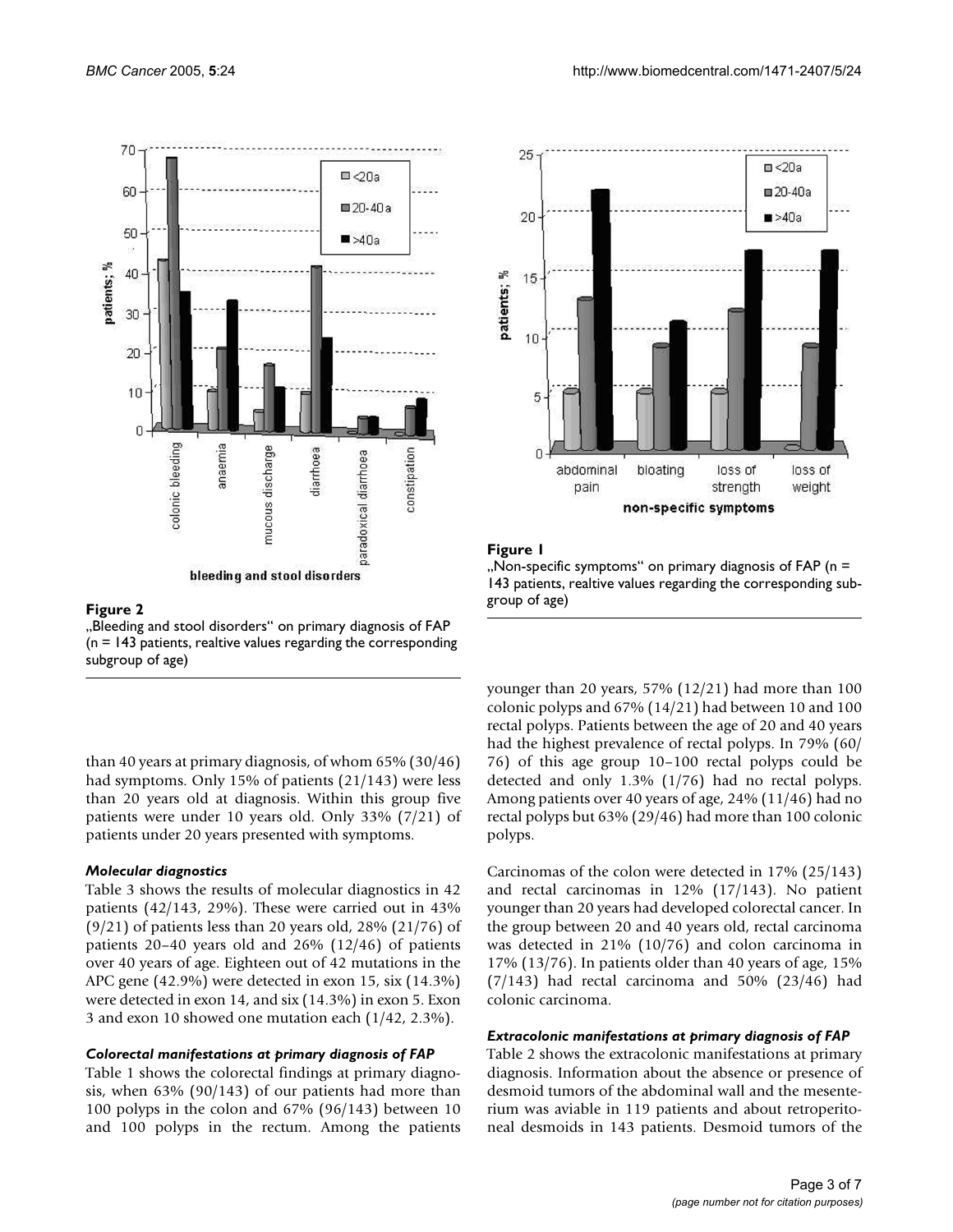70
60
50
40
30
20
10
0

patients; %

<20a
20-40a
>40a

colonic bleeding
anaemia
mucous discharge
diarrhoea
paradoxical diarrhoea
constipation

bleeding and stool disorders

**Figure 2**

„Bleeding and stool disorders" on primary diagnosis of FAP (n = 143 patients, realtive values regarding the corresponding subgroup of age)

25
20
15
10
5
0

patients; %

<20a
20-40a
>40a

abdominal pain
bloating
loss of strength
loss of weight

non-specific symptoms

**Figure 1**

„Non-specific symptoms" on primary diagnosis of FAP (n = 143 patients, realtive values regarding the corresponding subgroup of age)

than 40 years at primary diagnosis, of whom 65% (30/46) had symptoms. Only 15% of patients (21/143) were less than 20 years old at diagnosis. Within this group five patients were under 10 years old. Only 33% (7/21) of patients under 20 years presented with symptoms.

### *Molecular diagnostics*

Table 3 shows the results of molecular diagnostics in 42 patients (42/143, 29%). These were carried out in 43% (9/21) of patients less than 20 years old, 28% (21/76) of patients 20–40 years old and 26% (12/46) of patients over 40 years of age. Eighteen out of 42 mutations in the APC gene (42.9%) were detected in exon 15, six (14.3%) were detected in exon 14, and six (14.3%) in exon 5. Exon 3 and exon 10 showed one mutation each (1/42, 2.3%).

### *Colorectal manifestations at primary diagnosis of FAP*

Table 1 shows the colorectal findings at primary diagnosis, when 63% (90/143) of our patients had more than 100 polyps in the colon and 67% (96/143) between 10 and 100 polyps in the rectum. Among the patients younger than 20 years, 57% (12/21) had more than 100 colonic polyps and 67% (14/21) had between 10 and 100 rectal polyps. Patients between the age of 20 and 40 years had the highest prevalence of rectal polyps. In 79% (60/76) of this age group 10–100 rectal polyps could be detected and only 1.3% (1/76) had no rectal polyps. Among patients over 40 years of age, 24% (11/46) had no rectal polyps but 63% (29/46) had more than 100 colonic polyps.

Carcinomas of the colon were detected in 17% (25/143) and rectal carcinomas in 12% (17/143). No patient younger than 20 years had developed colorectal cancer. In the group between 20 and 40 years old, rectal carcinoma was detected in 21% (10/76) and colon carcinoma in 17% (13/76). In patients older than 40 years of age, 15% (7/143) had rectal carcinoma and 50% (23/46) had colonic carcinoma.

### *Extracolonic manifestations at primary diagnosis of FAP*

Table 2 shows the extracolonic manifestations at primary diagnosis. Information about the absence or presence of desmoid tumors of the abdominal wall and the mesenterium was aviable in 119 patients and about retroperitoneal desmoids in 143 patients. Desmoid tumors of the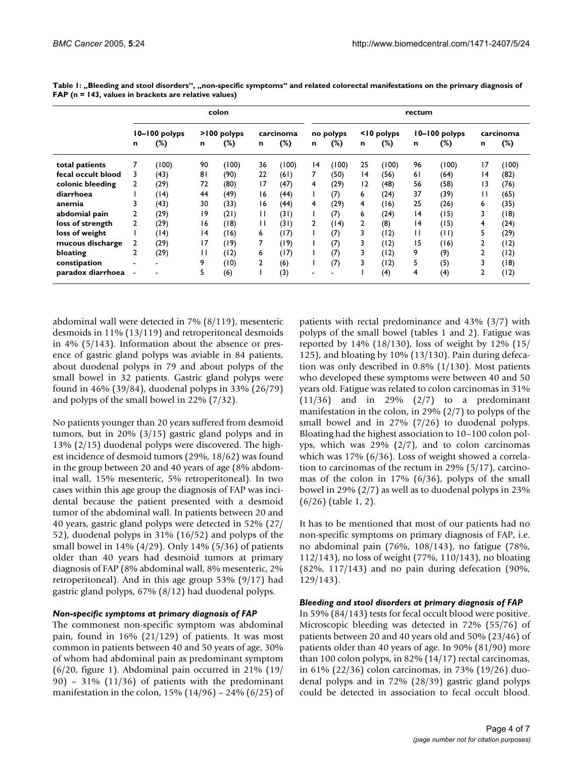Table 1: „Bleeding and stool disorders", „non-specific symptoms" and related colorectal manifestations on the primary diagnosis of FAP (n = 143, values in brackets are relative values)

| | colon | | | | | | rectum | | | | | | | |
|---|---|---|---|---|---|---|---|---|---|---|---|---|---|---|
| | 10–100 polyps | | >100 polyps | | carcinoma | | no polyps | | <10 polyps | | 10–100 polyps | | carcinoma | |
| | n | (%) | n | (%) | n | (%) | n | (%) | n | (%) | n | (%) | n | (%) |
| **total patients** | 7 | (100) | 90 | (100) | 36 | (100) | 14 | (100) | 25 | (100) | 96 | (100) | 17 | (100) |
| **fecal occult blood** | 3 | (43) | 81 | (90) | 22 | (61) | 7 | (50) | 14 | (56) | 61 | (64) | 14 | (82) |
| **colonic bleeding** | 2 | (29) | 72 | (80) | 17 | (47) | 4 | (29) | 12 | (48) | 56 | (58) | 13 | (76) |
| **diarrhoea** | 1 | (14) | 44 | (49) | 16 | (44) | 1 | (7) | 6 | (24) | 37 | (39) | 11 | (65) |
| **anemia** | 3 | (43) | 30 | (33) | 16 | (44) | 4 | (29) | 4 | (16) | 25 | (26) | 6 | (35) |
| **abdomial pain** | 2 | (29) | 19 | (21) | 11 | (31) | 1 | (7) | 6 | (24) | 14 | (15) | 3 | (18) |
| **loss of strength** | 2 | (29) | 16 | (18) | 11 | (31) | 2 | (14) | 2 | (8) | 14 | (15) | 4 | (24) |
| **loss of weight** | 1 | (14) | 14 | (16) | 6 | (17) | 1 | (7) | 3 | (12) | 11 | (11) | 5 | (29) |
| **mucous discharge** | 2 | (29) | 17 | (19) | 7 | (19) | 1 | (7) | 3 | (12) | 15 | (16) | 2 | (12) |
| **bloating** | 2 | (29) | 11 | (12) | 6 | (17) | 1 | (7) | 3 | (12) | 9 | (9) | 2 | (12) |
| **constipation** | - | - | 9 | (10) | 2 | (6) | 1 | (7) | 3 | (12) | 5 | (5) | 3 | (18) |
| **paradox diarrhoea** | - | - | 5 | (6) | 1 | (3) | - | - | 1 | (4) | 4 | (4) | 2 | (12) |

abdominal wall were detected in 7% (8/119), mesenteric desmoids in 11% (13/119) and retroperitoneal desmoids in 4% (5/143). Information about the absence or presence of gastric gland polyps was aviable in 84 patients, about duodenal polyps in 79 and about polyps of the small bowel in 32 patients. Gastric gland polyps were found in 46% (39/84), duodenal polyps in 33% (26/79) and polyps of the small bowel in 22% (7/32).

No patients younger than 20 years suffered from desmoid tumors, but in 20% (3/15) gastric gland polyps and in 13% (2/15) duodenal polyps were discovered. The highest incidence of desmoid tumors (29%, 18/62) was found in the group between 20 and 40 years of age (8% abdominal wall, 15% mesenteric, 5% retroperitoneal). In two cases within this age group the diagnosis of FAP was incidental because the patient presented with a desmoid tumor of the abdominal wall. In patients between 20 and 40 years, gastric gland polyps were detected in 52% (27/52), duodenal polyps in 31% (16/52) and polyps of the small bowel in 14% (4/29). Only 14% (5/36) of patients older than 40 years had desmoid tumors at primary diagnosis of FAP (8% abdominal wall, 8% mesenteric, 2% retroperitoneal). And in this age group 53% (9/17) had gastric gland polyps, 67% (8/12) had duodenal polyps.

### *Non-specific symptoms at primary diagnosis of FAP*

The commonest non-specific symptom was abdominal pain, found in 16% (21/129) of patients. It was most common in patients between 40 and 50 years of age, 30% of whom had abdominal pain as predominant symptom (6/20, figure 1). Abdominal pain occurred in 21% (19/90) – 31% (11/36) of patients with the predominant manifestation in the colon, 15% (14/96) – 24% (6/25) of patients with rectal predominance and 43% (3/7) with polyps of the small bowel (tables 1 and 2). Fatigue was reported by 14% (18/130), loss of weight by 12% (15/125), and bloating by 10% (13/130). Pain during defecation was only described in 0.8% (1/130). Most patients who developed these symptoms were between 40 and 50 years old. Fatigue was related to colon carcinomas in 31% (11/36) and in 29% (2/7) to a predominant manifestation in the colon, in 29% (2/7) to polyps of the small bowel and in 27% (7/26) to duodenal polyps. Bloating had the highest association to 10–100 colon polyps, which was 29% (2/7), and to colon carcinomas which was 17% (6/36). Loss of weight showed a correlation to carcinomas of the rectum in 29% (5/17), carcinomas of the colon in 17% (6/36), polyps of the small bowel in 29% (2/7) as well as to duodenal polyps in 23% (6/26) (table 1, 2).

It has to be mentioned that most of our patients had no non-specific symptoms on primary diagnosis of FAP, i.e. no abdominal pain (76%, 108/143), no fatigue (78%, 112/143), no loss of weight (77%, 110/143), no bloating (82%, 117/143) and no pain during defecation (90%, 129/143).

### *Bleeding and stool disorders at primary diagnosis of FAP*

In 59% (84/143) tests for fecal occult blood were positive. Microscopic bleeding was detected in 72% (55/76) of patients between 20 and 40 years old and 50% (23/46) of patients older than 40 years of age. In 90% (81/90) more than 100 colon polyps, in 82% (14/17) rectal carcinomas, in 61% (22/36) colon carcinomas, in 73% (19/26) duodenal polyps and in 72% (28/39) gastric gland polyps could be detected in association to fecal occult blood.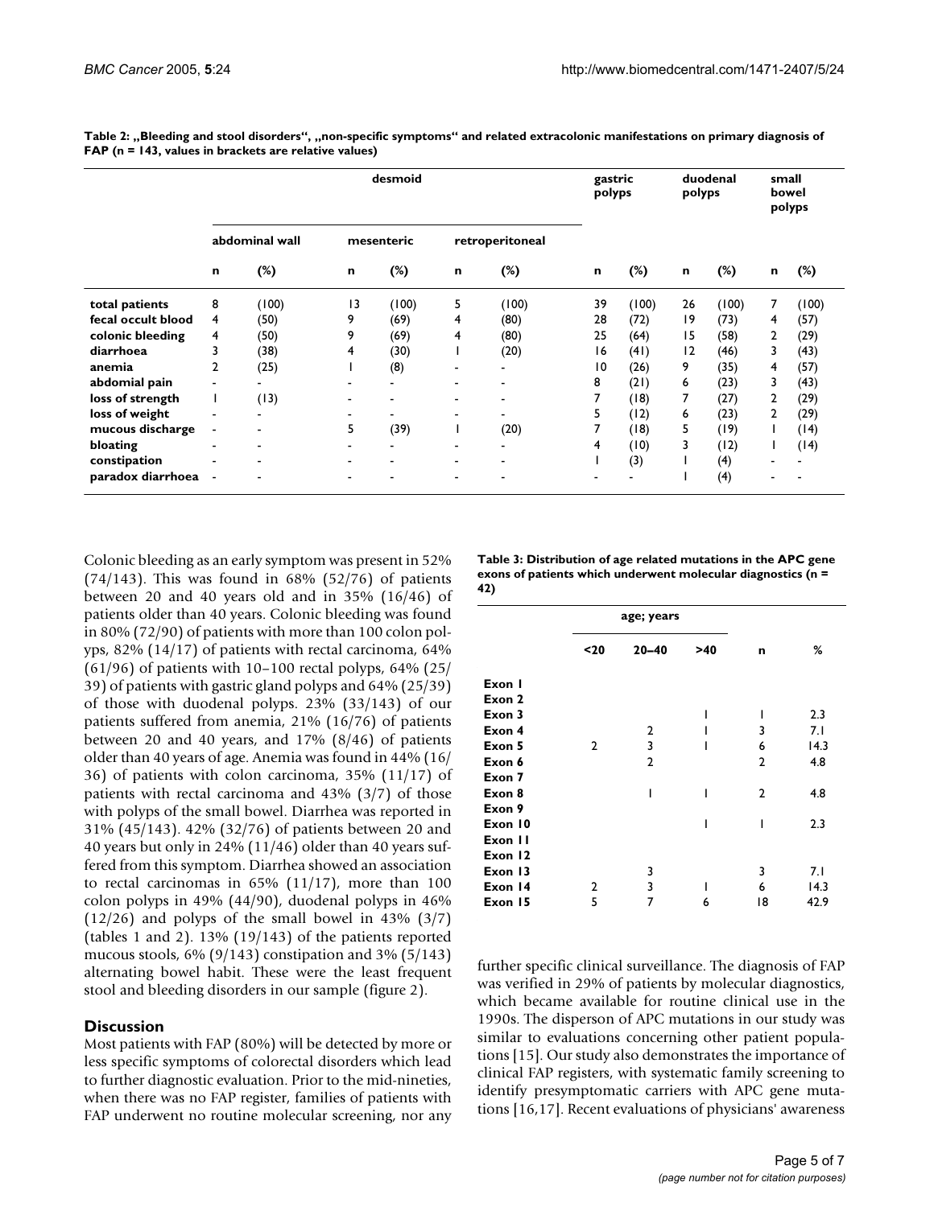**Table 2: „Bleeding and stool disorders", „non-specific symptoms" and related extracolonic manifestations on primary diagnosis of FAP (n = 143, values in brackets are relative values)**

| | desmoid | | | | | | gastric polyps | | duodenal polyps | | small bowel polyps | |
|---|---|---|---|---|---|---|---|---|---|---|---|---|
| | abdominal wall | | mesenteric | | retroperitoneal | | | | | | | |
| | n | (%) | n | (%) | n | (%) | n | (%) | n | (%) | n | (%) |
| total patients | 8 | (100) | 13 | (100) | 5 | (100) | 39 | (100) | 26 | (100) | 7 | (100) |
| fecal occult blood | 4 | (50) | 9 | (69) | 4 | (80) | 28 | (72) | 19 | (73) | 4 | (57) |
| colonic bleeding | 4 | (50) | 9 | (69) | 4 | (80) | 25 | (64) | 15 | (58) | 2 | (29) |
| diarrhoea | 3 | (38) | 4 | (30) | 1 | (20) | 16 | (41) | 12 | (46) | 3 | (43) |
| anemia | 2 | (25) | 1 | (8) | - | - | 10 | (26) | 9 | (35) | 4 | (57) |
| abdomial pain | - | - | - | - | - | - | 8 | (21) | 6 | (23) | 3 | (43) |
| loss of strength | 1 | (13) | - | - | - | - | 7 | (18) | 7 | (27) | 2 | (29) |
| loss of weight | - | - | - | - | - | - | 5 | (12) | 6 | (23) | 2 | (29) |
| mucous discharge | - | - | 5 | (39) | 1 | (20) | 7 | (18) | 5 | (19) | 1 | (14) |
| bloating | - | - | - | - | - | - | 4 | (10) | 3 | (12) | 1 | (14) |
| constipation | - | - | - | - | - | - | 1 | (3) | 1 | (4) | - | - |
| paradox diarrhoea | - | - | - | - | - | - | - | - | 1 | (4) | - | - |

Colonic bleeding as an early symptom was present in 52% (74/143). This was found in 68% (52/76) of patients between 20 and 40 years old and in 35% (16/46) of patients older than 40 years. Colonic bleeding was found in 80% (72/90) of patients with more than 100 colon polyps, 82% (14/17) of patients with rectal carcinoma, 64% (61/96) of patients with 10–100 rectal polyps, 64% (25/39) of patients with gastric gland polyps and 64% (25/39) of those with duodenal polyps. 23% (33/143) of our patients suffered from anemia, 21% (16/76) of patients between 20 and 40 years, and 17% (8/46) of patients older than 40 years of age. Anemia was found in 44% (16/36) of patients with colon carcinoma, 35% (11/17) of patients with rectal carcinoma and 43% (3/7) of those with polyps of the small bowel. Diarrhea was reported in 31% (45/143). 42% (32/76) of patients between 20 and 40 years but only in 24% (11/46) older than 40 years suffered from this symptom. Diarrhea showed an association to rectal carcinomas in 65% (11/17), more than 100 colon polyps in 49% (44/90), duodenal polyps in 46% (12/26) and polyps of the small bowel in 43% (3/7) (tables 1 and 2). 13% (19/143) of the patients reported mucous stools, 6% (9/143) constipation and 3% (5/143) alternating bowel habit. These were the least frequent stool and bleeding disorders in our sample (figure 2).

## Discussion

Most patients with FAP (80%) will be detected by more or less specific symptoms of colorectal disorders which lead to further diagnostic evaluation. Prior to the mid-nineties, when there was no FAP register, families of patients with FAP underwent no routine molecular screening, nor any further specific clinical surveillance. The diagnosis of FAP was verified in 29% of patients by molecular diagnostics, which became available for routine clinical use in the 1990s. The disperson of APC mutations in our study was similar to evaluations concerning other patient populations [15]. Our study also demonstrates the importance of clinical FAP registers, with systematic family screening to identify presymptomatic carriers with APC gene mutations [16,17]. Recent evaluations of physicians' awareness

**Table 3: Distribution of age related mutations in the APC gene exons of patients which underwent molecular diagnostics (n = 42)**

| | age; years | | | | |
|---|---|---|---|---|---|
| | <20 | 20–40 | >40 | n | % |
| Exon 1 | | | | | |
| Exon 2 | | | | | |
| Exon 3 | | | 1 | 1 | 2.3 |
| Exon 4 | | 2 | 1 | 3 | 7.1 |
| Exon 5 | 2 | 3 | 1 | 6 | 14.3 |
| Exon 6 | | 2 | | 2 | 4.8 |
| Exon 7 | | | | | |
| Exon 8 | | 1 | 1 | 2 | 4.8 |
| Exon 9 | | | | | |
| Exon 10 | | | 1 | 1 | 2.3 |
| Exon 11 | | | | | |
| Exon 12 | | | | | |
| Exon 13 | | 3 | | 3 | 7.1 |
| Exon 14 | 2 | 3 | 1 | 6 | 14.3 |
| Exon 15 | 5 | 7 | 6 | 18 | 42.9 |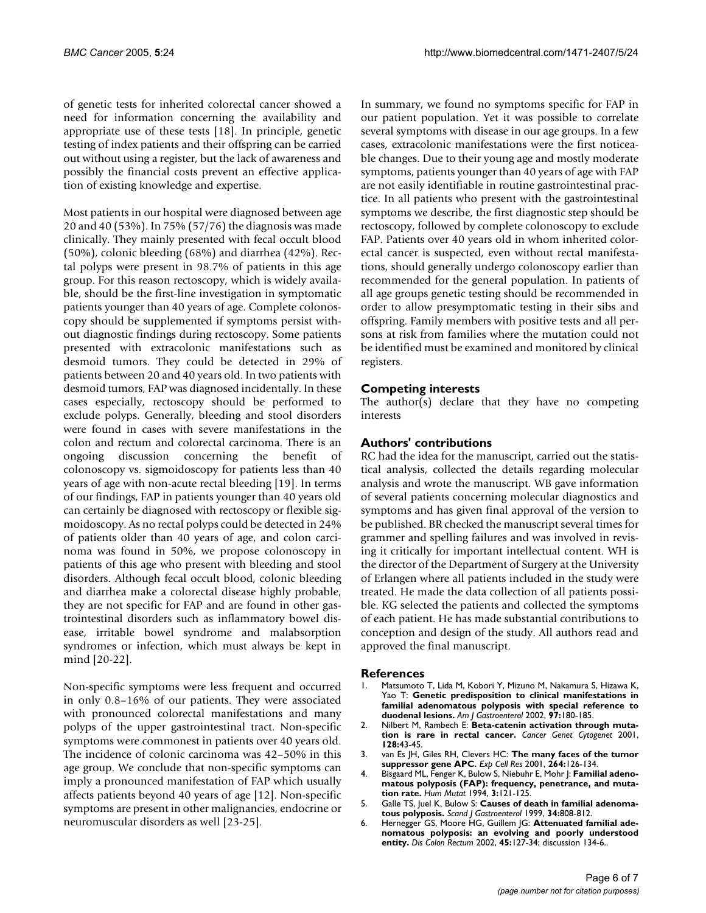of genetic tests for inherited colorectal cancer showed a need for information concerning the availability and appropriate use of these tests [18]. In principle, genetic testing of index patients and their offspring can be carried out without using a register, but the lack of awareness and possibly the financial costs prevent an effective application of existing knowledge and expertise.

Most patients in our hospital were diagnosed between age 20 and 40 (53%). In 75% (57/76) the diagnosis was made clinically. They mainly presented with fecal occult blood (50%), colonic bleeding (68%) and diarrhea (42%). Rectal polyps were present in 98.7% of patients in this age group. For this reason rectoscopy, which is widely available, should be the first-line investigation in symptomatic patients younger than 40 years of age. Complete colonoscopy should be supplemented if symptoms persist without diagnostic findings during rectoscopy. Some patients presented with extracolonic manifestations such as desmoid tumors. They could be detected in 29% of patients between 20 and 40 years old. In two patients with desmoid tumors, FAP was diagnosed incidentally. In these cases especially, rectoscopy should be performed to exclude polyps. Generally, bleeding and stool disorders were found in cases with severe manifestations in the colon and rectum and colorectal carcinoma. There is an ongoing discussion concerning the benefit of colonoscopy vs. sigmoidoscopy for patients less than 40 years of age with non-acute rectal bleeding [19]. In terms of our findings, FAP in patients younger than 40 years old can certainly be diagnosed with rectoscopy or flexible sigmoidoscopy. As no rectal polyps could be detected in 24% of patients older than 40 years of age, and colon carcinoma was found in 50%, we propose colonoscopy in patients of this age who present with bleeding and stool disorders. Although fecal occult blood, colonic bleeding and diarrhea make a colorectal disease highly probable, they are not specific for FAP and are found in other gastrointestinal disorders such as inflammatory bowel disease, irritable bowel syndrome and malabsorption syndromes or infection, which must always be kept in mind [20-22].

Non-specific symptoms were less frequent and occurred in only 0.8–16% of our patients. They were associated with pronounced colorectal manifestations and many polyps of the upper gastrointestinal tract. Non-specific symptoms were commonest in patients over 40 years old. The incidence of colonic carcinoma was 42–50% in this age group. We conclude that non-specific symptoms can imply a pronounced manifestation of FAP which usually affects patients beyond 40 years of age [12]. Non-specific symptoms are present in other malignancies, endocrine or neuromuscular disorders as well [23-25].

In summary, we found no symptoms specific for FAP in our patient population. Yet it was possible to correlate several symptoms with disease in our age groups. In a few cases, extracolonic manifestations were the first noticeable changes. Due to their young age and mostly moderate symptoms, patients younger than 40 years of age with FAP are not easily identifiable in routine gastrointestinal practice. In all patients who present with the gastrointestinal symptoms we describe, the first diagnostic step should be rectoscopy, followed by complete colonoscopy to exclude FAP. Patients over 40 years old in whom inherited colorectal cancer is suspected, even without rectal manifestations, should generally undergo colonoscopy earlier than recommended for the general population. In patients of all age groups genetic testing should be recommended in order to allow presymptomatic testing in their sibs and offspring. Family members with positive tests and all persons at risk from families where the mutation could not be identified must be examined and monitored by clinical registers.

## Competing interests

The author(s) declare that they have no competing interests

## Authors' contributions

RC had the idea for the manuscript, carried out the statistical analysis, collected the details regarding molecular analysis and wrote the manuscript. WB gave information of several patients concerning molecular diagnostics and symptoms and has given final approval of the version to be published. BR checked the manuscript several times for grammer and spelling failures and was involved in revising it critically for important intellectual content. WH is the director of the Department of Surgery at the University of Erlangen where all patients included in the study were treated. He made the data collection of all patients possible. KG selected the patients and collected the symptoms of each patient. He has made substantial contributions to conception and design of the study. All authors read and approved the final manuscript.

## References

1. Matsumoto T, Lida M, Kobori Y, Mizuno M, Nakamura S, Hizawa K, Yao T: **Genetic predisposition to clinical manifestations in familial adenomatous polyposis with special reference to duodenal lesions.** *Am J Gastroenterol* 2002, **97:**180-185.
2. Nilbert M, Rambech E: **Beta-catenin activation through mutation is rare in rectal cancer.** *Cancer Genet Cytogenet* 2001, **128:**43-45.
3. van Es JH, Giles RH, Clevers HC: **The many faces of the tumor suppressor gene APC.** *Exp Cell Res* 2001, **264:**126-134.
4. Bisgaard ML, Fenger K, Bulow S, Niebuhr E, Mohr J: **Familial adenomatous polyposis (FAP): frequency, penetrance, and mutation rate.** *Hum Mutat* 1994, **3:**121-125.
5. Galle TS, Juel K, Bulow S: **Causes of death in familial adenomatous polyposis.** *Scand J Gastroenterol* 1999, **34:**808-812.
6. Hernegger GS, Moore HG, Guillem JG: **Attenuated familial adenomatous polyposis: an evolving and poorly understood entity.** *Dis Colon Rectum* 2002, **45:**127-34; discussion 134-6..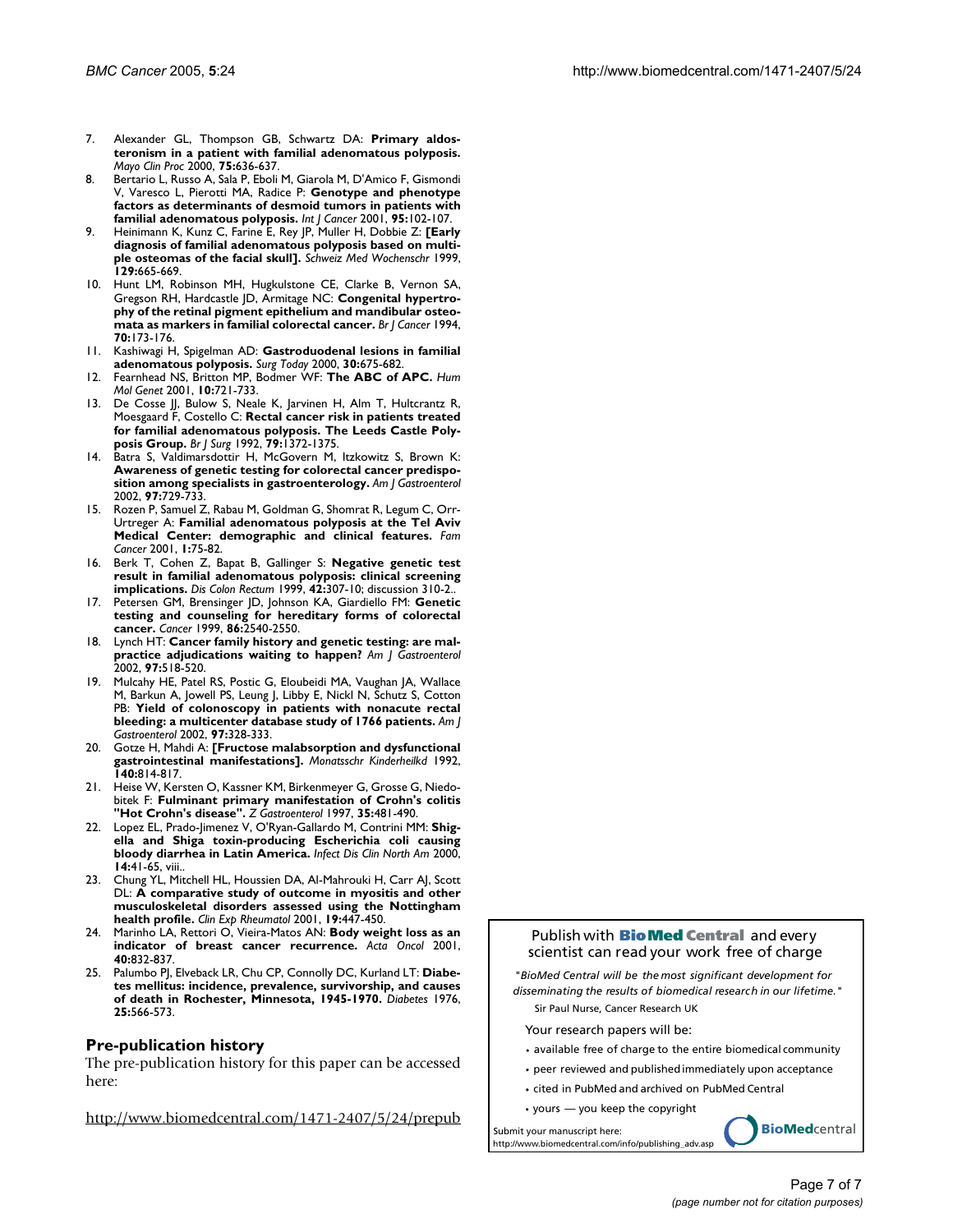7. Alexander GL, Thompson GB, Schwartz DA: **Primary aldosteronism in a patient with familial adenomatous polyposis.** *Mayo Clin Proc* 2000, **75:**636-637.
8. Bertario L, Russo A, Sala P, Eboli M, Giarola M, D'Amico F, Gismondi V, Varesco L, Pierotti MA, Radice P: **Genotype and phenotype factors as determinants of desmoid tumors in patients with familial adenomatous polyposis.** *Int J Cancer* 2001, **95:**102-107.
9. Heinimann K, Kunz C, Farine E, Rey JP, Muller H, Dobbie Z: **[Early diagnosis of familial adenomatous polyposis based on multiple osteomas of the facial skull].** *Schweiz Med Wochenschr* 1999, **129:**665-669.
10. Hunt LM, Robinson MH, Hugkulstone CE, Clarke B, Vernon SA, Gregson RH, Hardcastle JD, Armitage NC: **Congenital hypertrophy of the retinal pigment epithelium and mandibular osteomata as markers in familial colorectal cancer.** *Br J Cancer* 1994, **70:**173-176.
11. Kashiwagi H, Spigelman AD: **Gastroduodenal lesions in familial adenomatous polyposis.** *Surg Today* 2000, **30:**675-682.
12. Fearnhead NS, Britton MP, Bodmer WF: **The ABC of APC.** *Hum Mol Genet* 2001, **10:**721-733.
13. De Cosse JJ, Bulow S, Neale K, Jarvinen H, Alm T, Hultcrantz R, Moesgaard F, Costello C: **Rectal cancer risk in patients treated for familial adenomatous polyposis. The Leeds Castle Polyposis Group.** *Br J Surg* 1992, **79:**1372-1375.
14. Batra S, Valdimarsdottir H, McGovern M, Itzkowitz S, Brown K: **Awareness of genetic testing for colorectal cancer predisposition among specialists in gastroenterology.** *Am J Gastroenterol* 2002, **97:**729-733.
15. Rozen P, Samuel Z, Rabau M, Goldman G, Shomrat R, Legum C, Orr-Urtreger A: **Familial adenomatous polyposis at the Tel Aviv Medical Center: demographic and clinical features.** *Fam Cancer* 2001, **1:**75-82.
16. Berk T, Cohen Z, Bapat B, Gallinger S: **Negative genetic test result in familial adenomatous polyposis: clinical screening implications.** *Dis Colon Rectum* 1999, **42:**307-10; discussion 310-2..
17. Petersen GM, Brensinger JD, Johnson KA, Giardiello FM: **Genetic testing and counseling for hereditary forms of colorectal cancer.** *Cancer* 1999, **86:**2540-2550.
18. Lynch HT: **Cancer family history and genetic testing: are malpractice adjudications waiting to happen?** *Am J Gastroenterol* 2002, **97:**518-520.
19. Mulcahy HE, Patel RS, Postic G, Eloubeidi MA, Vaughan JA, Wallace M, Barkun A, Jowell PS, Leung J, Libby E, Nickl N, Schutz S, Cotton PB: **Yield of colonoscopy in patients with nonacute rectal bleeding: a multicenter database study of 1766 patients.** *Am J Gastroenterol* 2002, **97:**328-333.
20. Gotze H, Mahdi A: **[Fructose malabsorption and dysfunctional gastrointestinal manifestations].** *Monatsschr Kinderheilkd* 1992, **140:**814-817.
21. Heise W, Kersten O, Kassner KM, Birkenmeyer G, Grosse G, Niedobitek F: **Fulminant primary manifestation of Crohn's colitis "Hot Crohn's disease".** *Z Gastroenterol* 1997, **35:**481-490.
22. Lopez EL, Prado-Jimenez V, O'Ryan-Gallardo M, Contrini MM: **Shigella and Shiga toxin-producing Escherichia coli causing bloody diarrhea in Latin America.** *Infect Dis Clin North Am* 2000, **14:**41-65, viii..
23. Chung YL, Mitchell HL, Houssien DA, Al-Mahrouki H, Carr AJ, Scott DL: **A comparative study of outcome in myositis and other musculoskeletal disorders assessed using the Nottingham health profile.** *Clin Exp Rheumatol* 2001, **19:**447-450.
24. Marinho LA, Rettori O, Vieira-Matos AN: **Body weight loss as an indicator of breast cancer recurrence.** *Acta Oncol* 2001, **40:**832-837.
25. Palumbo PJ, Elveback LR, Chu CP, Connolly DC, Kurland LT: **Diabetes mellitus: incidence, prevalence, survivorship, and causes of death in Rochester, Minnesota, 1945-1970.** *Diabetes* 1976, **25:**566-573.

## Pre-publication history

The pre-publication history for this paper can be accessed here:

http://www.biomedcentral.com/1471-2407/5/24/prepub

Publish with **BioMed Central** and every scientist can read your work free of charge

*"BioMed Central will be the most significant development for disseminating the results of biomedical research in our lifetime."*

Sir Paul Nurse, Cancer Research UK

Your research papers will be:

- available free of charge to the entire biomedical community
- peer reviewed and published immediately upon acceptance
- cited in PubMed and archived on PubMed Central
- yours — you keep the copyright

Submit your manuscript here:
http://www.biomedcentral.com/info/publishing_adv.asp

BioMedcentral